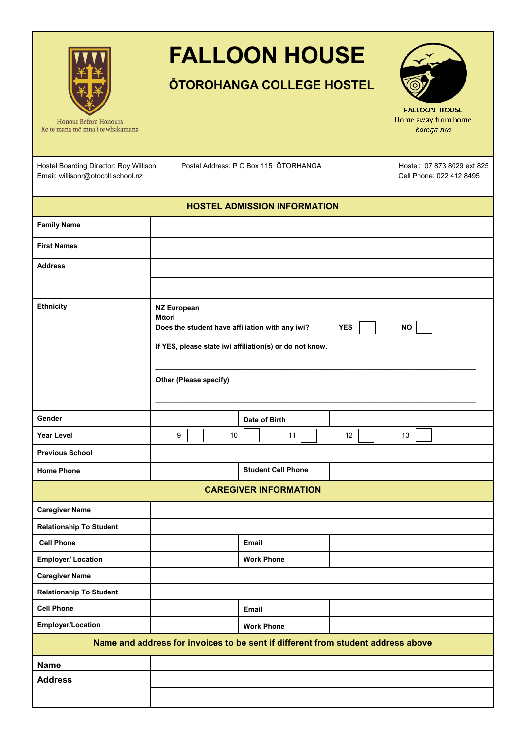Honour Before Honours
Ko te mana mō mua i te whakamana

# FALLOON HOUSE

## ŌTOROHANGA COLLEGE HOSTEL

FALLOON HOUSE
Home away from home
*Kāinga rua*

Hostel Boarding Director: Roy Willison
Email: willisonr@otocoll.school.nz

Postal Address: P O Box 115 ŌTORHANGA

Hostel: 07 873 8029 ext 825
Cell Phone: 022 412 8495

## HOSTEL ADMISSION INFORMATION

| | | | |
|---|---|---|---|
| **Family Name** | | | |
| **First Names** | | | |
| **Address** | | | |
| | | | |
| **Ethnicity** | **NZ European**<br>**Māori**<br>**Does the student have affiliation with any iwi?** **YES** ☐ **NO** ☐<br>**If YES, please state iwi affiliation(s) or do not know.**<br>\_\_\_\_\_\_\_\_\_\_\_\_\_\_\_\_\_\_\_\_\_\_\_\_\_\_\_\_\_\_\_\_\_\_\_\_\_\_\_\_<br>**Other (Please specify)**<br>\_\_\_\_\_\_\_\_\_\_\_\_\_\_\_\_\_\_\_\_\_\_\_\_\_\_\_\_\_\_\_\_\_\_\_\_\_\_\_\_ | | |
| **Gender** | | **Date of Birth** | |
| **Year Level** | 9 ☐ 10 ☐ 11 ☐ 12 ☐ 13 ☐ | | |
| **Previous School** | | | |
| **Home Phone** | | **Student Cell Phone** | |

## CAREGIVER INFORMATION

| | | | |
|---|---|---|---|
| **Caregiver Name** | | | |
| **Relationship To Student** | | | |
| **Cell Phone** | | **Email** | |
| **Employer/ Location** | | **Work Phone** | |
| **Caregiver Name** | | | |
| **Relationship To Student** | | | |
| **Cell Phone** | | **Email** | |
| **Employer/Location** | | **Work Phone** | |

## Name and address for invoices to be sent if different from student address above

| | |
|---|---|
| **Name** | |
| **Address** | |
| | |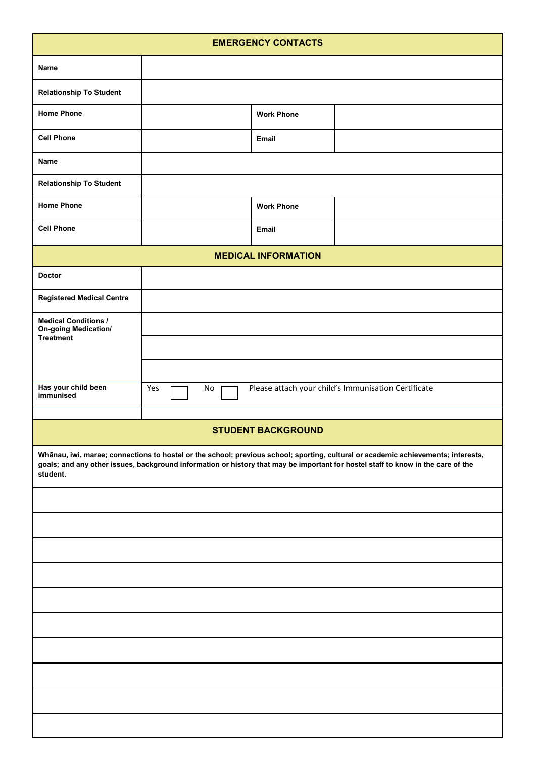## EMERGENCY CONTACTS

| | | | |
|---|---|---|---|
| **Name** | | | |
| **Relationship To Student** | | | |
| **Home Phone** | | **Work Phone** | |
| **Cell Phone** | | **Email** | |
| **Name** | | | |
| **Relationship To Student** | | | |
| **Home Phone** | | **Work Phone** | |
| **Cell Phone** | | **Email** | |

## MEDICAL INFORMATION

| | |
|---|---|
| **Doctor** | |
| **Registered Medical Centre** | |
| **Medical Conditions / On-going Medication/ Treatment** | |
| | |
| | |
| **Has your child been immunised** | Yes ☐ No ☐ Please attach your child's Immunisation Certificate |
| | |

## STUDENT BACKGROUND

**Whānau, iwi, marae; connections to hostel or the school; previous school; sporting, cultural or academic achievements; interests, goals; and any other issues, background information or history that may be important for hostel staff to know in the care of the student.**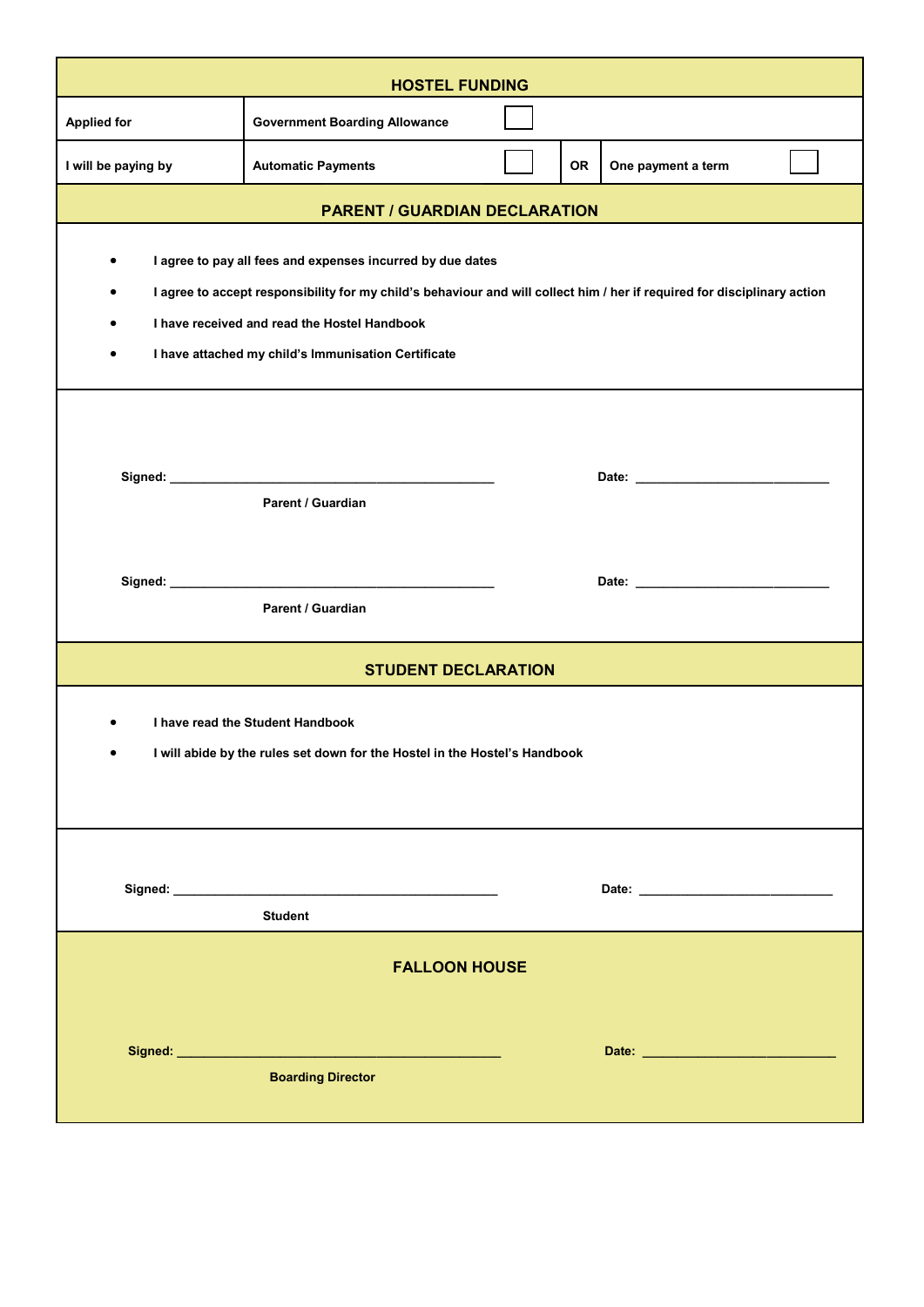## HOSTEL FUNDING

| | | | | | |
|---|---|---|---|---|---|
| Applied for | Government Boarding Allowance | ☐ | | | |
| I will be paying by | Automatic Payments | ☐ | OR | One payment a term | ☐ |

## PARENT / GUARDIAN DECLARATION

- I agree to pay all fees and expenses incurred by due dates
- I agree to accept responsibility for my child's behaviour and will collect him / her if required for disciplinary action
- I have received and read the Hostel Handbook
- I have attached my child's Immunisation Certificate

Signed: _______________________________________________ Date: ____________________________

Parent / Guardian

Signed: _______________________________________________ Date: ____________________________

Parent / Guardian

## STUDENT DECLARATION

- I have read the Student Handbook
- I will abide by the rules set down for the Hostel in the Hostel's Handbook

Signed: _______________________________________________ Date: ____________________________

Student

## FALLOON HOUSE

Signed: _______________________________________________ Date: ____________________________

Boarding Director